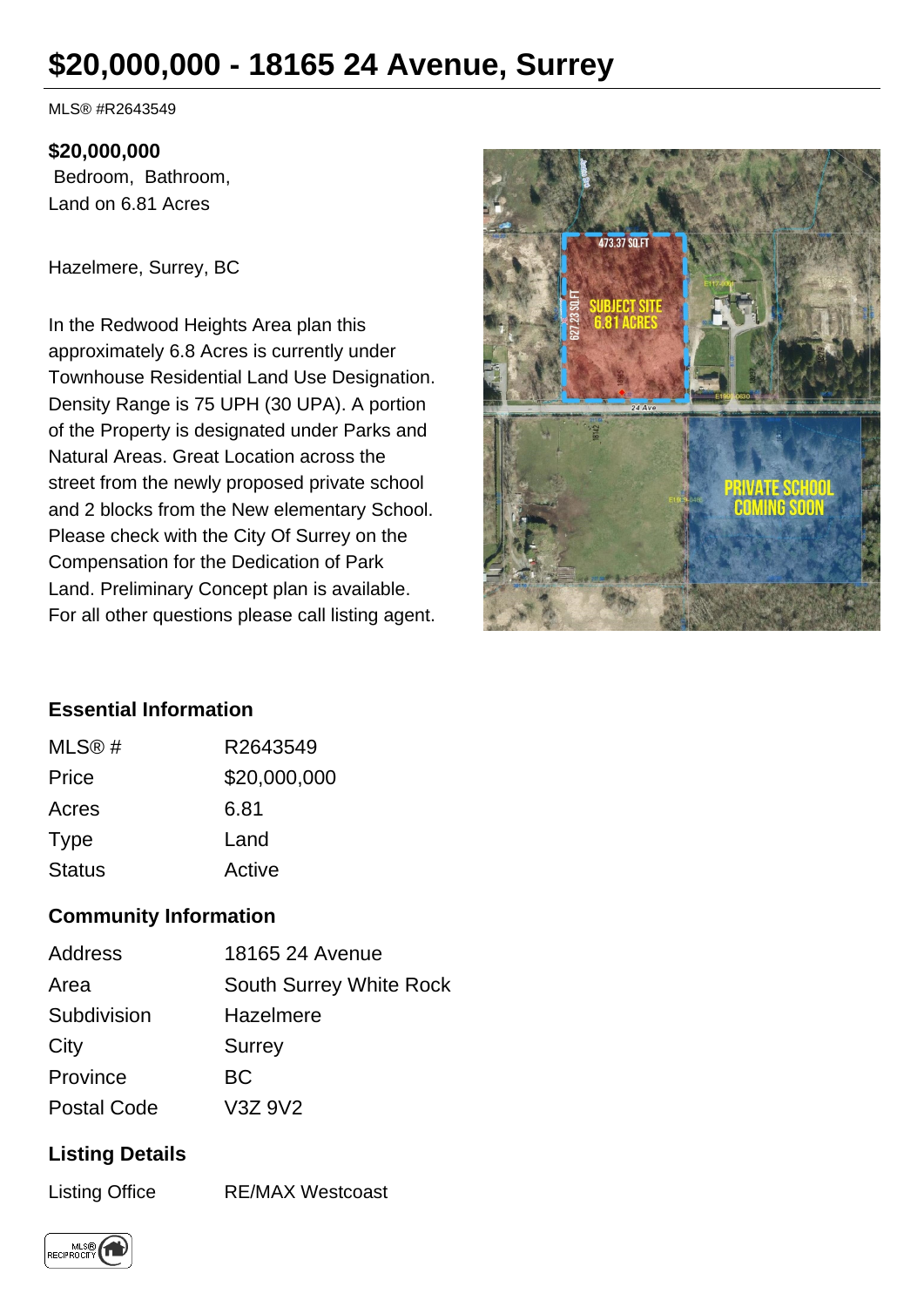# $20,000,000 - 18165 24 Avenue, Surrey

MLS® #R2643549

**$20,000,000**

Bedroom, Bathroom,
Land on 6.81 Acres

Hazelmere, Surrey, BC

In the Redwood Heights Area plan this approximately 6.8 Acres is currently under Townhouse Residential Land Use Designation. Density Range is 75 UPH (30 UPA). A portion of the Property is designated under Parks and Natural Areas. Great Location across the street from the newly proposed private school and 2 blocks from the New elementary School. Please check with the City Of Surrey on the Compensation for the Dedication of Park Land. Preliminary Concept plan is available. For all other questions please call listing agent.

## Essential Information

| | |
|---|---|
| MLS® # | R2643549 |
| Price | $20,000,000 |
| Acres | 6.81 |
| Type | Land |
| Status | Active |

## Community Information

| | |
|---|---|
| Address | 18165 24 Avenue |
| Area | South Surrey White Rock |
| Subdivision | Hazelmere |
| City | Surrey |
| Province | BC |
| Postal Code | V3Z 9V2 |

## Listing Details

| | |
|---|---|
| Listing Office | RE/MAX Westcoast |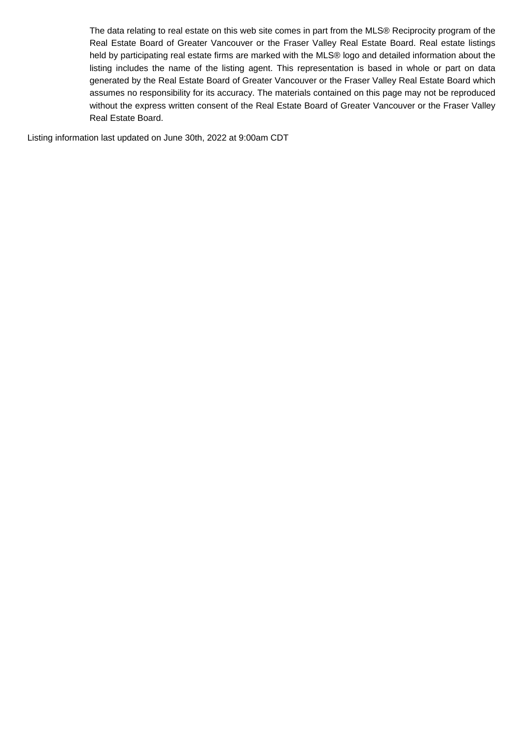The data relating to real estate on this web site comes in part from the MLS® Reciprocity program of the Real Estate Board of Greater Vancouver or the Fraser Valley Real Estate Board. Real estate listings held by participating real estate firms are marked with the MLS® logo and detailed information about the listing includes the name of the listing agent. This representation is based in whole or part on data generated by the Real Estate Board of Greater Vancouver or the Fraser Valley Real Estate Board which assumes no responsibility for its accuracy. The materials contained on this page may not be reproduced without the express written consent of the Real Estate Board of Greater Vancouver or the Fraser Valley Real Estate Board.

Listing information last updated on June 30th, 2022 at 9:00am CDT